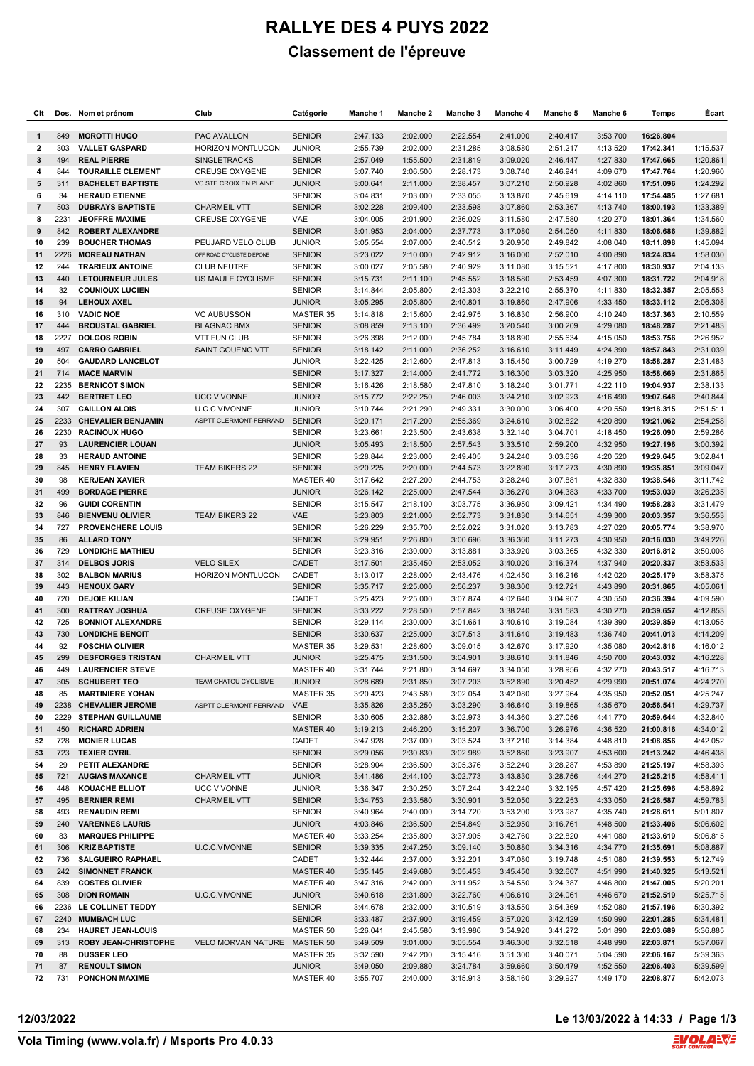# RALLYE DES 4 PUYS 2022

## Classement de l'épreuve

| Clt | Dos. | Nom et prénom | Club | Catégorie | Manche 1 | Manche 2 | Manche 3 | Manche 4 | Manche 5 | Manche 6 | Temps | Écart |
|---|---|---|---|---|---|---|---|---|---|---|---|---|
| 1 | 849 | **MOROTTI HUGO** | PAC AVALLON | SENIOR | 2:47.133 | 2:02.000 | 2:22.554 | 2:41.000 | 2:40.417 | 3:53.700 | **16:26.804** | |
| 2 | 303 | **VALLET GASPARD** | HORIZON MONTLUCON | JUNIOR | 2:55.739 | 2:02.000 | 2:31.285 | 3:08.580 | 2:51.217 | 4:13.520 | **17:42.341** | 1:15.537 |
| 3 | 494 | **REAL PIERRE** | SINGLETRACKS | SENIOR | 2:57.049 | 1:55.500 | 2:31.819 | 3:09.020 | 2:46.447 | 4:27.830 | **17:47.665** | 1:20.861 |
| 4 | 844 | **TOURAILLE CLEMENT** | CREUSE OXYGENE | SENIOR | 3:07.740 | 2:06.500 | 2:28.173 | 3:08.740 | 2:46.941 | 4:09.670 | **17:47.764** | 1:20.960 |
| 5 | 311 | **BACHELET BAPTISTE** | VC STE CROIX EN PLAINE | JUNIOR | 3:00.641 | 2:11.000 | 2:38.457 | 3:07.210 | 2:50.928 | 4:02.860 | **17:51.096** | 1:24.292 |
| 6 | 34 | **HERAUD ETIENNE** | | SENIOR | 3:04.831 | 2:03.000 | 2:33.055 | 3:13.870 | 2:45.619 | 4:14.110 | **17:54.485** | 1:27.681 |
| 7 | 503 | **DUBRAYS BAPTISTE** | CHARMEIL VTT | SENIOR | 3:02.228 | 2:09.400 | 2:33.598 | 3:07.860 | 2:53.367 | 4:13.740 | **18:00.193** | 1:33.389 |
| 8 | 2231 | **JEOFFRE MAXIME** | CREUSE OXYGENE | VAE | 3:04.005 | 2:01.900 | 2:36.029 | 3:11.580 | 2:47.580 | 4:20.270 | **18:01.364** | 1:34.560 |
| 9 | 842 | **ROBERT ALEXANDRE** | | SENIOR | 3:01.953 | 2:04.000 | 2:37.773 | 3:17.080 | 2:54.050 | 4:11.830 | **18:06.686** | 1:39.882 |
| 10 | 239 | **BOUCHER THOMAS** | PEUJARD VELO CLUB | JUNIOR | 3:05.554 | 2:07.000 | 2:40.512 | 3:20.950 | 2:49.842 | 4:08.040 | **18:11.898** | 1:45.094 |
| 11 | 2226 | **MOREAU NATHAN** | OFF ROAD CYCLISTE D'EPONE | SENIOR | 3:23.022 | 2:10.000 | 2:42.912 | 3:16.000 | 2:52.010 | 4:00.890 | **18:24.834** | 1:58.030 |
| 12 | 244 | **TRARIEUX ANTOINE** | CLUB NEUTRE | SENIOR | 3:00.027 | 2:05.580 | 2:40.929 | 3:11.080 | 3:15.521 | 4:17.800 | **18:30.937** | 2:04.133 |
| 13 | 440 | **LETOURNEUR JULES** | US MAULE CYCLISME | SENIOR | 3:15.731 | 2:11.100 | 2:45.552 | 3:18.580 | 2:53.459 | 4:07.300 | **18:31.722** | 2:04.918 |
| 14 | 32 | **COUNIOUX LUCIEN** | | SENIOR | 3:14.844 | 2:05.800 | 2:42.303 | 3:22.210 | 2:55.370 | 4:11.830 | **18:32.357** | 2:05.553 |
| 15 | 94 | **LEHOUX AXEL** | | JUNIOR | 3:05.295 | 2:05.800 | 2:40.801 | 3:19.860 | 2:47.906 | 4:33.450 | **18:33.112** | 2:06.308 |
| 16 | 310 | **VADIC NOE** | VC AUBUSSON | MASTER 35 | 3:14.818 | 2:15.600 | 2:42.975 | 3:16.830 | 2:56.900 | 4:10.240 | **18:37.363** | 2:10.559 |
| 17 | 444 | **BROUSTAL GABRIEL** | BLAGNAC BMX | SENIOR | 3:08.859 | 2:13.100 | 2:36.499 | 3:20.540 | 3:00.209 | 4:29.080 | **18:48.287** | 2:21.483 |
| 18 | 2227 | **DOLGOS ROBIN** | VTT FUN CLUB | SENIOR | 3:26.398 | 2:12.000 | 2:45.784 | 3:18.890 | 2:55.634 | 4:15.050 | **18:53.756** | 2:26.952 |
| 19 | 497 | **CARRO GABRIEL** | SAINT GOUENO VTT | SENIOR | 3:18.142 | 2:11.000 | 2:36.252 | 3:16.610 | 3:11.449 | 4:24.390 | **18:57.843** | 2:31.039 |
| 20 | 504 | **GAUDARD LANCELOT** | | JUNIOR | 3:22.425 | 2:12.600 | 2:47.813 | 3:15.450 | 3:00.729 | 4:19.270 | **18:58.287** | 2:31.483 |
| 21 | 714 | **MACE MARVIN** | | SENIOR | 3:17.327 | 2:14.000 | 2:41.772 | 3:16.300 | 3:03.320 | 4:25.950 | **18:58.669** | 2:31.865 |
| 22 | 2235 | **BERNICOT SIMON** | | SENIOR | 3:16.426 | 2:18.580 | 2:47.810 | 3:18.240 | 3:01.771 | 4:22.110 | **19:04.937** | 2:38.133 |
| 23 | 442 | **BERTRET LEO** | UCC VIVONNE | JUNIOR | 3:15.772 | 2:22.250 | 2:46.003 | 3:24.210 | 3:02.923 | 4:16.490 | **19:07.648** | 2:40.844 |
| 24 | 307 | **CAILLON ALOIS** | U.C.C.VIVONNE | JUNIOR | 3:10.744 | 2:21.290 | 2:49.331 | 3:30.000 | 3:06.400 | 4:20.550 | **19:18.315** | 2:51.511 |
| 25 | 2233 | **CHEVALIER BENJAMIN** | ASPTT CLERMONT-FERRAND | SENIOR | 3:20.171 | 2:17.200 | 2:55.369 | 3:24.610 | 3:02.822 | 4:20.890 | **19:21.062** | 2:54.258 |
| 26 | 2230 | **RACINOUX HUGO** | | SENIOR | 3:23.661 | 2:23.500 | 2:43.638 | 3:32.140 | 3:04.701 | 4:18.450 | **19:26.090** | 2:59.286 |
| 27 | 93 | **LAURENCIER LOUAN** | | JUNIOR | 3:05.493 | 2:18.500 | 2:57.543 | 3:33.510 | 2:59.200 | 4:32.950 | **19:27.196** | 3:00.392 |
| 28 | 33 | **HERAUD ANTOINE** | | SENIOR | 3:28.844 | 2:23.000 | 2:49.405 | 3:24.240 | 3:03.636 | 4:20.520 | **19:29.645** | 3:02.841 |
| 29 | 845 | **HENRY FLAVIEN** | TEAM BIKERS 22 | SENIOR | 3:20.225 | 2:20.000 | 2:44.573 | 3:22.890 | 3:17.273 | 4:30.890 | **19:35.851** | 3:09.047 |
| 30 | 98 | **KERJEAN XAVIER** | | MASTER 40 | 3:17.642 | 2:27.200 | 2:44.753 | 3:28.240 | 3:07.881 | 4:32.830 | **19:38.546** | 3:11.742 |
| 31 | 499 | **BORDAGE PIERRE** | | JUNIOR | 3:26.142 | 2:25.000 | 2:47.544 | 3:36.270 | 3:04.383 | 4:33.700 | **19:53.039** | 3:26.235 |
| 32 | 96 | **GUIDI CORENTIN** | | SENIOR | 3:15.547 | 2:18.100 | 3:03.775 | 3:36.950 | 3:09.421 | 4:34.490 | **19:58.283** | 3:31.479 |
| 33 | 846 | **BIENVENU OLIVIER** | TEAM BIKERS 22 | VAE | 3:23.803 | 2:21.000 | 2:52.773 | 3:31.830 | 3:14.651 | 4:39.300 | **20:03.357** | 3:36.553 |
| 34 | 727 | **PROVENCHERE LOUIS** | | SENIOR | 3:26.229 | 2:35.700 | 2:52.022 | 3:31.020 | 3:13.783 | 4:27.020 | **20:05.774** | 3:38.970 |
| 35 | 86 | **ALLARD TONY** | | SENIOR | 3:29.951 | 2:26.800 | 3:00.696 | 3:36.360 | 3:11.273 | 4:30.950 | **20:16.030** | 3:49.226 |
| 36 | 729 | **LONDICHE MATHIEU** | | SENIOR | 3:23.316 | 2:30.000 | 3:13.881 | 3:33.920 | 3:03.365 | 4:32.330 | **20:16.812** | 3:50.008 |
| 37 | 314 | **DELBOS JORIS** | VELO SILEX | CADET | 3:17.501 | 2:35.450 | 2:53.052 | 3:40.020 | 3:16.374 | 4:37.940 | **20:20.337** | 3:53.533 |
| 38 | 302 | **BALBON MARIUS** | HORIZON MONTLUCON | CADET | 3:13.017 | 2:28.000 | 2:43.476 | 4:02.450 | 3:16.216 | 4:42.020 | **20:25.179** | 3:58.375 |
| 39 | 443 | **HENOUX GARY** | | SENIOR | 3:35.717 | 2:25.000 | 2:56.237 | 3:38.300 | 3:12.721 | 4:43.890 | **20:31.865** | 4:05.061 |
| 40 | 720 | **DEJOIE KILIAN** | | CADET | 3:25.423 | 2:25.000 | 3:07.874 | 4:02.640 | 3:04.907 | 4:30.550 | **20:36.394** | 4:09.590 |
| 41 | 300 | **RATTRAY JOSHUA** | CREUSE OXYGENE | SENIOR | 3:33.222 | 2:28.500 | 2:57.842 | 3:38.240 | 3:31.583 | 4:30.270 | **20:39.657** | 4:12.853 |
| 42 | 725 | **BONNIOT ALEXANDRE** | | SENIOR | 3:29.114 | 2:30.000 | 3:01.661 | 3:40.610 | 3:19.084 | 4:39.390 | **20:39.859** | 4:13.055 |
| 43 | 730 | **LONDICHE BENOIT** | | SENIOR | 3:30.637 | 2:25.000 | 3:07.513 | 3:41.640 | 3:19.483 | 4:36.740 | **20:41.013** | 4:14.209 |
| 44 | 92 | **FOSCHIA OLIVIER** | | MASTER 35 | 3:29.531 | 2:28.600 | 3:09.015 | 3:42.670 | 3:17.920 | 4:35.080 | **20:42.816** | 4:16.012 |
| 45 | 299 | **DESFORGES TRISTAN** | CHARMEIL VTT | JUNIOR | 3:25.475 | 2:31.500 | 3:04.901 | 3:38.610 | 3:11.846 | 4:50.700 | **20:43.032** | 4:16.228 |
| 46 | 449 | **LAURENCIER STEVE** | | MASTER 40 | 3:31.744 | 2:21.800 | 3:14.697 | 3:34.050 | 3:28.956 | 4:32.270 | **20:43.517** | 4:16.713 |
| 47 | 305 | **SCHUBERT TEO** | TEAM CHATOU CYCLISME | JUNIOR | 3:28.689 | 2:31.850 | 3:07.203 | 3:52.890 | 3:20.452 | 4:29.990 | **20:51.074** | 4:24.270 |
| 48 | 85 | **MARTINIERE YOHAN** | | MASTER 35 | 3:20.423 | 2:43.580 | 3:02.054 | 3:42.080 | 3:27.964 | 4:35.950 | **20:52.051** | 4:25.247 |
| 49 | 2238 | **CHEVALIER JEROME** | ASPTT CLERMONT-FERRAND | VAE | 3:35.826 | 2:35.250 | 3:03.290 | 3:46.640 | 3:19.865 | 4:35.670 | **20:56.541** | 4:29.737 |
| 50 | 2229 | **STEPHAN GUILLAUME** | | SENIOR | 3:30.605 | 2:32.880 | 3:02.973 | 3:44.360 | 3:27.056 | 4:41.770 | **20:59.644** | 4:32.840 |
| 51 | 450 | **RICHARD ADRIEN** | | MASTER 40 | 3:19.213 | 2:46.200 | 3:15.207 | 3:36.700 | 3:26.976 | 4:36.520 | **21:00.816** | 4:34.012 |
| 52 | 728 | **MONIER LUCAS** | | CADET | 3:47.928 | 2:37.000 | 3:03.524 | 3:37.210 | 3:14.384 | 4:48.810 | **21:08.856** | 4:42.052 |
| 53 | 723 | **TEXIER CYRIL** | | SENIOR | 3:29.056 | 2:30.830 | 3:02.989 | 3:52.860 | 3:23.907 | 4:53.600 | **21:13.242** | 4:46.438 |
| 54 | 29 | **PETIT ALEXANDRE** | | SENIOR | 3:28.904 | 2:36.500 | 3:05.376 | 3:52.240 | 3:28.287 | 4:53.890 | **21:25.197** | 4:58.393 |
| 55 | 721 | **AUGIAS MAXANCE** | CHARMEIL VTT | JUNIOR | 3:41.486 | 2:44.100 | 3:02.773 | 3:43.830 | 3:28.756 | 4:44.270 | **21:25.215** | 4:58.411 |
| 56 | 448 | **KOUACHE ELLIOT** | UCC VIVONNE | JUNIOR | 3:36.347 | 2:30.250 | 3:07.244 | 3:42.240 | 3:32.195 | 4:57.420 | **21:25.696** | 4:58.892 |
| 57 | 495 | **BERNIER REMI** | CHARMEIL VTT | SENIOR | 3:34.753 | 2:33.580 | 3:30.901 | 3:52.050 | 3:22.253 | 4:33.050 | **21:26.587** | 4:59.783 |
| 58 | 493 | **RENAUDIN REMI** | | SENIOR | 3:40.964 | 2:40.000 | 3:14.720 | 3:53.200 | 3:23.987 | 4:35.740 | **21:28.611** | 5:01.807 |
| 59 | 240 | **VARENNES LAURIS** | | JUNIOR | 4:03.846 | 2:36.500 | 2:54.849 | 3:52.950 | 3:16.761 | 4:48.500 | **21:33.406** | 5:06.602 |
| 60 | 83 | **MARQUES PHILIPPE** | | MASTER 40 | 3:33.254 | 2:35.800 | 3:37.905 | 3:42.760 | 3:22.820 | 4:41.080 | **21:33.619** | 5:06.815 |
| 61 | 306 | **KRIZ BAPTISTE** | U.C.C.VIVONNE | SENIOR | 3:39.335 | 2:47.250 | 3:09.140 | 3:50.880 | 3:34.316 | 4:34.770 | **21:35.691** | 5:08.887 |
| 62 | 736 | **SALGUEIRO RAPHAEL** | | CADET | 3:32.444 | 2:37.000 | 3:32.201 | 3:47.080 | 3:19.748 | 4:51.080 | **21:39.553** | 5:12.749 |
| 63 | 242 | **SIMONNET FRANCK** | | MASTER 40 | 3:35.145 | 2:49.680 | 3:05.453 | 3:45.450 | 3:32.607 | 4:51.990 | **21:40.325** | 5:13.521 |
| 64 | 839 | **COSTES OLIVIER** | | MASTER 40 | 3:47.316 | 2:42.000 | 3:11.952 | 3:54.550 | 3:24.387 | 4:46.800 | **21:47.005** | 5:20.201 |
| 65 | 308 | **DION ROMAIN** | U.C.C.VIVONNE | JUNIOR | 3:40.618 | 2:31.800 | 3:22.760 | 4:06.610 | 3:24.061 | 4:46.670 | **21:52.519** | 5:25.715 |
| 66 | 2236 | **LE COLLINET TEDDY** | | SENIOR | 3:44.678 | 2:32.000 | 3:10.519 | 3:43.550 | 3:54.369 | 4:52.080 | **21:57.196** | 5:30.392 |
| 67 | 2240 | **MUMBACH LUC** | | SENIOR | 3:33.487 | 2:37.900 | 3:19.459 | 3:57.020 | 3:42.429 | 4:50.990 | **22:01.285** | 5:34.481 |
| 68 | 234 | **HAURET JEAN-LOUIS** | | MASTER 50 | 3:26.041 | 2:45.580 | 3:13.986 | 3:54.920 | 3:41.272 | 5:01.890 | **22:03.689** | 5:36.885 |
| 69 | 313 | **ROBY JEAN-CHRISTOPHE** | VELO MORVAN NATURE | MASTER 50 | 3:49.509 | 3:01.000 | 3:05.554 | 3:46.300 | 3:32.518 | 4:48.990 | **22:03.871** | 5:37.067 |
| 70 | 88 | **DUSSER LEO** | | MASTER 35 | 3:32.590 | 2:42.200 | 3:15.416 | 3:51.300 | 3:40.071 | 5:04.590 | **22:06.167** | 5:39.363 |
| 71 | 87 | **RENOULT SIMON** | | JUNIOR | 3:49.050 | 2:09.880 | 3:24.784 | 3:59.660 | 3:50.479 | 4:52.550 | **22:06.403** | 5:39.599 |
| 72 | 731 | **PONCHON MAXIME** | | MASTER 40 | 3:55.707 | 2:40.000 | 3:15.913 | 3:58.160 | 3:29.927 | 4:49.170 | **22:08.877** | 5:42.073 |

12/03/2022

Le 13/03/2022 à 14:33

Vola Timing (www.vola.fr) / Msports Pro 4.0.33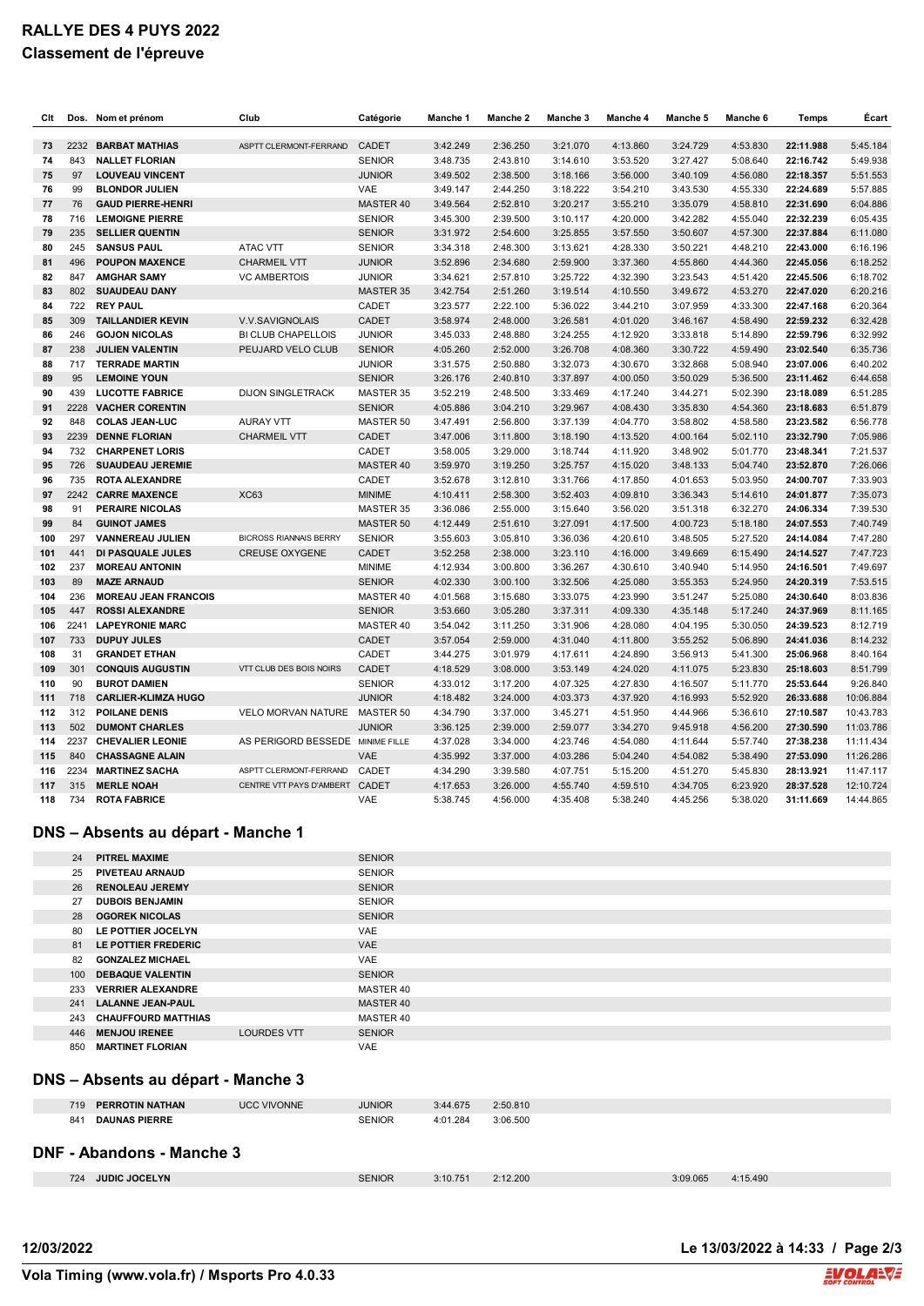# RALLYE DES 4 PUYS 2022

## Classement de l'épreuve

| Clt | Dos. | Nom et prénom | Club | Catégorie | Manche 1 | Manche 2 | Manche 3 | Manche 4 | Manche 5 | Manche 6 | Temps | Écart |
|---|---|---|---|---|---|---|---|---|---|---|---|---|
| 73 | 2232 | **BARBAT MATHIAS** | ASPTT CLERMONT-FERRAND | CADET | 3:42.249 | 2:36.250 | 3:21.070 | 4:13.860 | 3:24.729 | 4:53.830 | **22:11.988** | 5:45.184 |
| 74 | 843 | **NALLET FLORIAN** | | SENIOR | 3:48.735 | 2:43.810 | 3:14.610 | 3:53.520 | 3:27.427 | 5:08.640 | **22:16.742** | 5:49.938 |
| 75 | 97 | **LOUVEAU VINCENT** | | JUNIOR | 3:49.502 | 2:38.500 | 3:18.166 | 3:56.000 | 3:40.109 | 4:56.080 | **22:18.357** | 5:51.553 |
| 76 | 99 | **BLONDOR JULIEN** | | VAE | 3:49.147 | 2:44.250 | 3:18.222 | 3:54.210 | 3:43.530 | 4:55.330 | **22:24.689** | 5:57.885 |
| 77 | 76 | **GAUD PIERRE-HENRI** | | MASTER 40 | 3:49.564 | 2:52.810 | 3:20.217 | 3:55.210 | 3:35.079 | 4:58.810 | **22:31.690** | 6:04.886 |
| 78 | 716 | **LEMOIGNE PIERRE** | | SENIOR | 3:45.300 | 2:39.500 | 3:10.117 | 4:20.000 | 3:42.282 | 4:55.040 | **22:32.239** | 6:05.435 |
| 79 | 235 | **SELLIER QUENTIN** | | SENIOR | 3:31.972 | 2:54.600 | 3:25.855 | 3:57.550 | 3:50.607 | 4:57.300 | **22:37.884** | 6:11.080 |
| 80 | 245 | **SANSUS PAUL** | ATAC VTT | SENIOR | 3:34.318 | 2:48.300 | 3:13.621 | 4:28.330 | 3:50.221 | 4:48.210 | **22:43.000** | 6:16.196 |
| 81 | 496 | **POUPON MAXENCE** | CHARMEIL VTT | JUNIOR | 3:52.896 | 2:34.680 | 2:59.900 | 3:37.360 | 4:55.860 | 4:44.360 | **22:45.056** | 6:18.252 |
| 82 | 847 | **AMGHAR SAMY** | VC AMBERTOIS | JUNIOR | 3:34.621 | 2:57.810 | 3:25.722 | 4:32.390 | 3:23.543 | 4:51.420 | **22:45.506** | 6:18.702 |
| 83 | 802 | **SUAUDEAU DANY** | | MASTER 35 | 3:42.754 | 2:51.260 | 3:19.514 | 4:10.550 | 3:49.672 | 4:53.270 | **22:47.020** | 6:20.216 |
| 84 | 722 | **REY PAUL** | | CADET | 3:23.577 | 2:22.100 | 5:36.022 | 3:44.210 | 3:07.959 | 4:33.300 | **22:47.168** | 6:20.364 |
| 85 | 309 | **TAILLANDIER KEVIN** | V.V.SAVIGNOLAIS | CADET | 3:58.974 | 2:48.000 | 3:26.581 | 4:01.020 | 3:46.167 | 4:58.490 | **22:59.232** | 6:32.428 |
| 86 | 246 | **GOJON NICOLAS** | BI CLUB CHAPELLOIS | JUNIOR | 3:45.033 | 2:48.880 | 3:24.255 | 4:12.920 | 3:33.818 | 5:14.890 | **22:59.796** | 6:32.992 |
| 87 | 238 | **JULIEN VALENTIN** | PEUJARD VELO CLUB | SENIOR | 4:05.260 | 2:52.000 | 3:26.708 | 4:08.360 | 3:30.722 | 4:59.490 | **23:02.540** | 6:35.736 |
| 88 | 717 | **TERRADE MARTIN** | | JUNIOR | 3:31.575 | 2:50.880 | 3:32.073 | 4:30.670 | 3:32.868 | 5:08.940 | **23:07.006** | 6:40.202 |
| 89 | 95 | **LEMOINE YOUN** | | SENIOR | 3:26.176 | 2:40.810 | 3:37.897 | 4:00.050 | 3:50.029 | 5:36.500 | **23:11.462** | 6:44.658 |
| 90 | 439 | **LUCOTTE FABRICE** | DIJON SINGLETRACK | MASTER 35 | 3:52.219 | 2:48.500 | 3:33.469 | 4:17.240 | 3:44.271 | 5:02.390 | **23:18.089** | 6:51.285 |
| 91 | 2228 | **VACHER CORENTIN** | | SENIOR | 4:05.886 | 3:04.210 | 3:29.967 | 4:08.430 | 3:35.830 | 4:54.360 | **23:18.683** | 6:51.879 |
| 92 | 848 | **COLAS JEAN-LUC** | AURAY VTT | MASTER 50 | 3:47.491 | 2:56.800 | 3:37.139 | 4:04.770 | 3:58.802 | 4:58.580 | **23:23.582** | 6:56.778 |
| 93 | 2239 | **DENNE FLORIAN** | CHARMEIL VTT | CADET | 3:47.006 | 3:11.800 | 3:18.190 | 4:13.520 | 4:00.164 | 5:02.110 | **23:32.790** | 7:05.986 |
| 94 | 732 | **CHARPENET LORIS** | | CADET | 3:58.005 | 3:29.000 | 3:18.744 | 4:11.920 | 3:48.902 | 5:01.770 | **23:48.341** | 7:21.537 |
| 95 | 726 | **SUAUDEAU JEREMIE** | | MASTER 40 | 3:59.970 | 3:19.250 | 3:25.757 | 4:15.020 | 3:48.133 | 5:04.740 | **23:52.870** | 7:26.066 |
| 96 | 735 | **ROTA ALEXANDRE** | | CADET | 3:52.678 | 3:12.810 | 3:31.766 | 4:17.850 | 4:01.653 | 5:03.950 | **24:00.707** | 7:33.903 |
| 97 | 2242 | **CARRE MAXENCE** | XC63 | MINIME | 4:10.411 | 2:58.300 | 3:52.403 | 4:09.810 | 3:36.343 | 5:14.610 | **24:01.877** | 7:35.073 |
| 98 | 91 | **PERAIRE NICOLAS** | | MASTER 35 | 3:36.086 | 2:55.000 | 3:15.640 | 3:56.020 | 3:51.318 | 6:32.270 | **24:06.334** | 7:39.530 |
| 99 | 84 | **GUINOT JAMES** | | MASTER 50 | 4:12.449 | 2:51.610 | 3:27.091 | 4:17.500 | 4:00.723 | 5:18.180 | **24:07.553** | 7:40.749 |
| 100 | 297 | **VANNEREAU JULIEN** | BICROSS RIANNAIS BERRY | SENIOR | 3:55.603 | 3:05.810 | 3:36.036 | 4:20.610 | 3:48.505 | 5:27.520 | **24:14.084** | 7:47.280 |
| 101 | 441 | **DI PASQUALE JULES** | CREUSE OXYGENE | CADET | 3:52.258 | 2:38.000 | 3:23.110 | 4:16.000 | 3:49.669 | 6:15.490 | **24:14.527** | 7:47.723 |
| 102 | 237 | **MOREAU ANTONIN** | | MINIME | 4:12.934 | 3:00.800 | 3:36.267 | 4:30.610 | 3:40.940 | 5:14.950 | **24:16.501** | 7:49.697 |
| 103 | 89 | **MAZE ARNAUD** | | SENIOR | 4:02.330 | 3:00.100 | 3:32.506 | 4:25.080 | 3:55.353 | 5:24.950 | **24:20.319** | 7:53.515 |
| 104 | 236 | **MOREAU JEAN FRANCOIS** | | MASTER 40 | 4:01.568 | 3:15.680 | 3:33.075 | 4:23.990 | 3:51.247 | 5:25.080 | **24:30.640** | 8:03.836 |
| 105 | 447 | **ROSSI ALEXANDRE** | | SENIOR | 3:53.660 | 3:05.280 | 3:37.311 | 4:09.330 | 4:35.148 | 5:17.240 | **24:37.969** | 8:11.165 |
| 106 | 2241 | **LAPEYRONIE MARC** | | MASTER 40 | 3:54.042 | 3:11.250 | 3:31.906 | 4:28.080 | 4:04.195 | 5:30.050 | **24:39.523** | 8:12.719 |
| 107 | 733 | **DUPUY JULES** | | CADET | 3:57.054 | 2:59.000 | 4:31.040 | 4:11.800 | 3:55.252 | 5:06.890 | **24:41.036** | 8:14.232 |
| 108 | 31 | **GRANDET ETHAN** | | CADET | 3:44.275 | 3:01.979 | 4:17.611 | 4:24.890 | 3:56.913 | 5:41.300 | **25:06.968** | 8:40.164 |
| 109 | 301 | **CONQUIS AUGUSTIN** | VTT CLUB DES BOIS NOIRS | CADET | 4:18.529 | 3:08.000 | 3:53.149 | 4:24.020 | 4:11.075 | 5:23.830 | **25:18.603** | 8:51.799 |
| 110 | 90 | **BUROT DAMIEN** | | SENIOR | 4:33.012 | 3:17.200 | 4:07.325 | 4:27.830 | 4:16.507 | 5:11.770 | **25:53.644** | 9:26.840 |
| 111 | 718 | **CARLIER-KLIMZA HUGO** | | JUNIOR | 4:18.482 | 3:24.000 | 4:03.373 | 4:37.920 | 4:16.993 | 5:52.920 | **26:33.688** | 10:06.884 |
| 112 | 312 | **POILANE DENIS** | VELO MORVAN NATURE | MASTER 50 | 4:34.790 | 3:37.000 | 3:45.271 | 4:51.950 | 4:44.966 | 5:36.610 | **27:10.587** | 10:43.783 |
| 113 | 502 | **DUMONT CHARLES** | | JUNIOR | 3:36.125 | 2:39.000 | 2:59.077 | 3:34.270 | 9:45.918 | 4:56.200 | **27:30.590** | 11:03.786 |
| 114 | 2237 | **CHEVALIER LEONIE** | AS PERIGORD BESSEDE | MINIME FILLE | 4:37.028 | 3:34.000 | 4:23.746 | 4:54.080 | 4:11.644 | 5:57.740 | **27:38.238** | 11:11.434 |
| 115 | 840 | **CHASSAGNE ALAIN** | | VAE | 4:35.992 | 3:37.000 | 4:03.286 | 5:04.240 | 4:54.082 | 5:38.490 | **27:53.090** | 11:26.286 |
| 116 | 2234 | **MARTINEZ SACHA** | ASPTT CLERMONT-FERRAND | CADET | 4:34.290 | 3:39.580 | 4:07.751 | 5:15.200 | 4:51.270 | 5:45.830 | **28:13.921** | 11:47.117 |
| 117 | 315 | **MERLE NOAH** | CENTRE VTT PAYS D'AMBERT | CADET | 4:17.653 | 3:26.000 | 4:55.740 | 4:59.510 | 4:34.705 | 6:23.920 | **28:37.528** | 12:10.724 |
| 118 | 734 | **ROTA FABRICE** | | VAE | 5:38.745 | 4:56.000 | 4:35.408 | 5:38.240 | 4:45.256 | 5:38.020 | **31:11.669** | 14:44.865 |

## DNS – Absents au départ - Manche 1

| Dos. | Nom et prénom | Club | Catégorie |
|---|---|---|---|
| 24 | **PITREL MAXIME** | | SENIOR |
| 25 | **PIVETEAU ARNAUD** | | SENIOR |
| 26 | **RENOLEAU JEREMY** | | SENIOR |
| 27 | **DUBOIS BENJAMIN** | | SENIOR |
| 28 | **OGOREK NICOLAS** | | SENIOR |
| 80 | **LE POTTIER JOCELYN** | | VAE |
| 81 | **LE POTTIER FREDERIC** | | VAE |
| 82 | **GONZALEZ MICHAEL** | | VAE |
| 100 | **DEBAQUE VALENTIN** | | SENIOR |
| 233 | **VERRIER ALEXANDRE** | | MASTER 40 |
| 241 | **LALANNE JEAN-PAUL** | | MASTER 40 |
| 243 | **CHAUFFOURD MATTHIAS** | | MASTER 40 |
| 446 | **MENJOU IRENEE** | LOURDES VTT | SENIOR |
| 850 | **MARTINET FLORIAN** | | VAE |

## DNS – Absents au départ - Manche 3

| Dos. | Nom et prénom | Club | Catégorie | Manche 1 | Manche 2 |
|---|---|---|---|---|---|
| 719 | **PERROTIN NATHAN** | UCC VIVONNE | JUNIOR | 3:44.675 | 2:50.810 |
| 841 | **DAUNAS PIERRE** | | SENIOR | 4:01.284 | 3:06.500 |

## DNF - Abandons - Manche 3

| Dos. | Nom et prénom | Club | Catégorie | Manche 1 | Manche 2 | Manche 3 | Manche 4 | Manche 5 | Manche 6 |
|---|---|---|---|---|---|---|---|---|---|
| 724 | **JUDIC JOCELYN** | | SENIOR | 3:10.751 | 2:12.200 | | | 3:09.065 | 4:15.490 |

12/03/2022

Vola Timing (www.vola.fr) / Msports Pro 4.0.33

Le 13/03/2022 à 14:33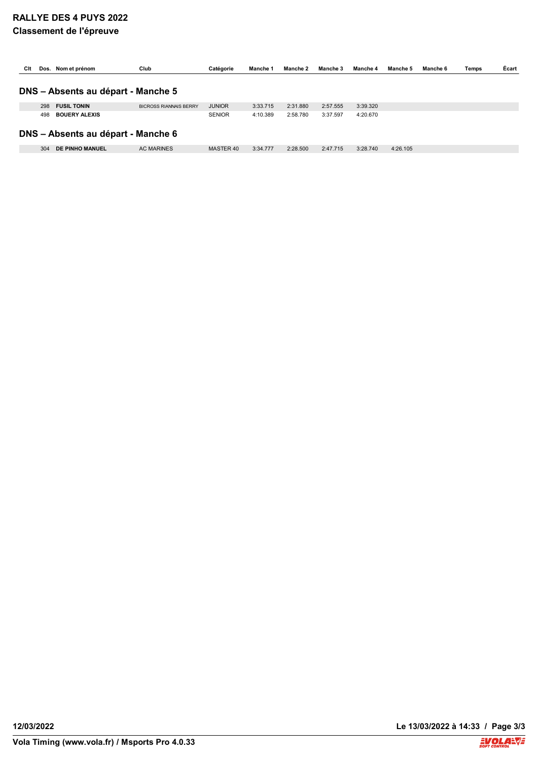**RALLYE DES 4 PUYS 2022**

**Classement de l'épreuve**

| Clt | Dos. | Nom et prénom | Club | Catégorie | Manche 1 | Manche 2 | Manche 3 | Manche 4 | Manche 5 | Manche 6 | Temps | Écart |
|---|---|---|---|---|---|---|---|---|---|---|---|---|

## DNS – Absents au départ - Manche 5

| Clt | Dos. | Nom et prénom | Club | Catégorie | Manche 1 | Manche 2 | Manche 3 | Manche 4 | Manche 5 | Manche 6 | Temps | Écart |
|---|---|---|---|---|---|---|---|---|---|---|---|---|
| | 298 | **FUSIL TONIN** | BICROSS RIANNAIS BERRY | JUNIOR | 3:33.715 | 2:31.880 | 2:57.555 | 3:39.320 | | | | |
| | 498 | **BOUERY ALEXIS** | | SENIOR | 4:10.389 | 2:58.780 | 3:37.597 | 4:20.670 | | | | |

## DNS – Absents au départ - Manche 6

| Clt | Dos. | Nom et prénom | Club | Catégorie | Manche 1 | Manche 2 | Manche 3 | Manche 4 | Manche 5 | Manche 6 | Temps | Écart |
|---|---|---|---|---|---|---|---|---|---|---|---|---|
| | 304 | **DE PINHO MANUEL** | AC MARINES | MASTER 40 | 3:34.777 | 2:28.500 | 2:47.715 | 3:28.740 | 4:26.105 | | | |

**12/03/2022**

**Le 13/03/2022 à 14:33**

**Vola Timing (www.vola.fr) / Msports Pro 4.0.33**